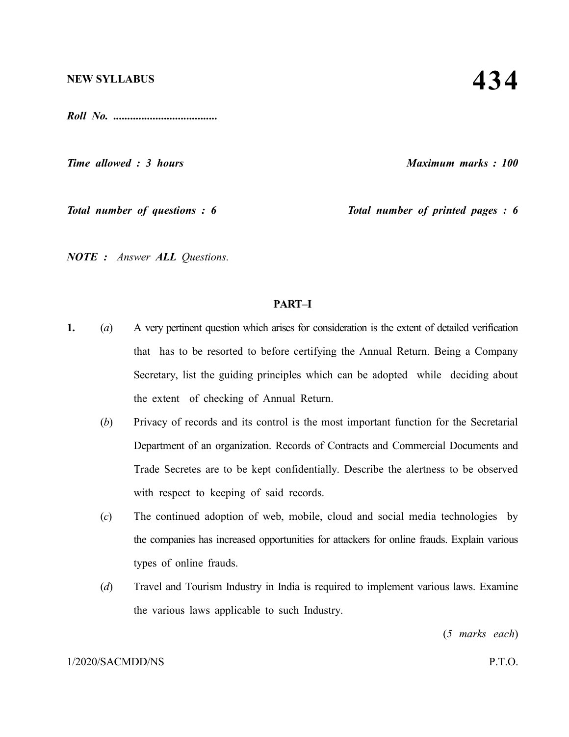**NEW SYLLABUS**

# 434

***Roll No. .....................................***

***Time allowed : 3 hours*** ***Maximum marks : 100***

***Total number of questions : 6*** ***Total number of printed pages : 6***

***NOTE :*** *Answer* ***ALL*** *Questions.*

## PART–I

**1.** (*a*) A very pertinent question which arises for consideration is the extent of detailed verification that has to be resorted to before certifying the Annual Return. Being a Company Secretary, list the guiding principles which can be adopted while deciding about the extent of checking of Annual Return.

(*b*) Privacy of records and its control is the most important function for the Secretarial Department of an organization. Records of Contracts and Commercial Documents and Trade Secretes are to be kept confidentially. Describe the alertness to be observed with respect to keeping of said records.

(*c*) The continued adoption of web, mobile, cloud and social media technologies by the companies has increased opportunities for attackers for online frauds. Explain various types of online frauds.

(*d*) Travel and Tourism Industry in India is required to implement various laws. Examine the various laws applicable to such Industry.

(*5 marks each*)

1/2020/SACMDD/NS P.T.O.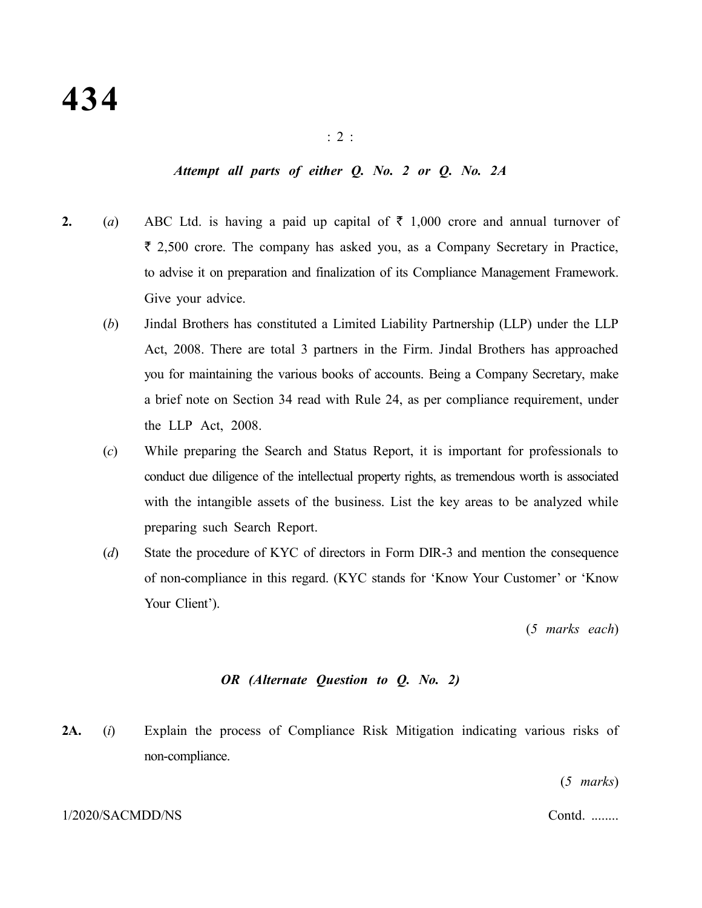*Attempt all parts of either Q. No. 2 or Q. No. 2A*

**2.** (*a*) ABC Ltd. is having a paid up capital of ₹ 1,000 crore and annual turnover of ₹ 2,500 crore. The company has asked you, as a Company Secretary in Practice, to advise it on preparation and finalization of its Compliance Management Framework. Give your advice.

(*b*) Jindal Brothers has constituted a Limited Liability Partnership (LLP) under the LLP Act, 2008. There are total 3 partners in the Firm. Jindal Brothers has approached you for maintaining the various books of accounts. Being a Company Secretary, make a brief note on Section 34 read with Rule 24, as per compliance requirement, under the LLP Act, 2008.

(*c*) While preparing the Search and Status Report, it is important for professionals to conduct due diligence of the intellectual property rights, as tremendous worth is associated with the intangible assets of the business. List the key areas to be analyzed while preparing such Search Report.

(*d*) State the procedure of KYC of directors in Form DIR-3 and mention the consequence of non-compliance in this regard. (KYC stands for 'Know Your Customer' or 'Know Your Client').

(*5 marks each*)

***OR (Alternate Question to Q. No. 2)***

**2A.** (*i*) Explain the process of Compliance Risk Mitigation indicating various risks of non-compliance.

(*5 marks*)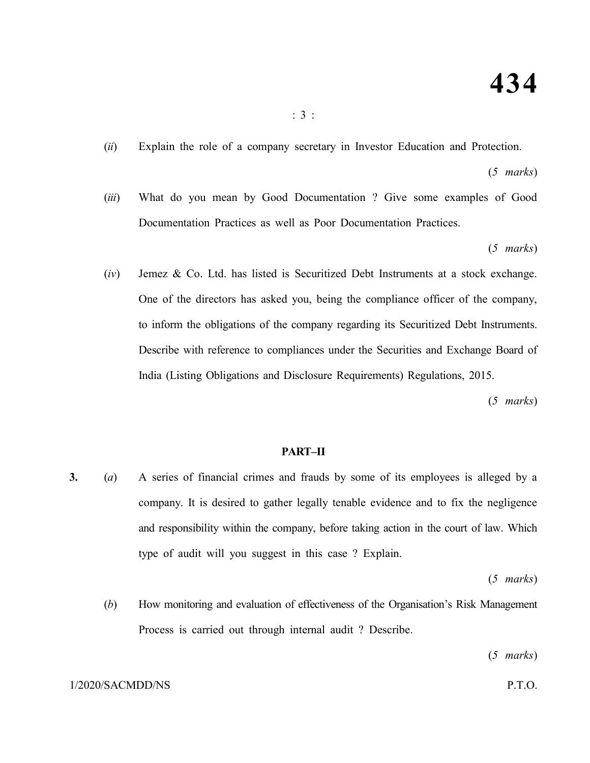(*ii*) Explain the role of a company secretary in Investor Education and Protection.

(*5 marks*)

(*iii*) What do you mean by Good Documentation ? Give some examples of Good Documentation Practices as well as Poor Documentation Practices.

(*5 marks*)

(*iv*) Jemez & Co. Ltd. has listed is Securitized Debt Instruments at a stock exchange. One of the directors has asked you, being the compliance officer of the company, to inform the obligations of the company regarding its Securitized Debt Instruments. Describe with reference to compliances under the Securities and Exchange Board of India (Listing Obligations and Disclosure Requirements) Regulations, 2015.

(*5 marks*)

## PART–II

**3.** (*a*) A series of financial crimes and frauds by some of its employees is alleged by a company. It is desired to gather legally tenable evidence and to fix the negligence and responsibility within the company, before taking action in the court of law. Which type of audit will you suggest in this case ? Explain.

(*5 marks*)

(*b*) How monitoring and evaluation of effectiveness of the Organisation's Risk Management Process is carried out through internal audit ? Describe.

(*5 marks*)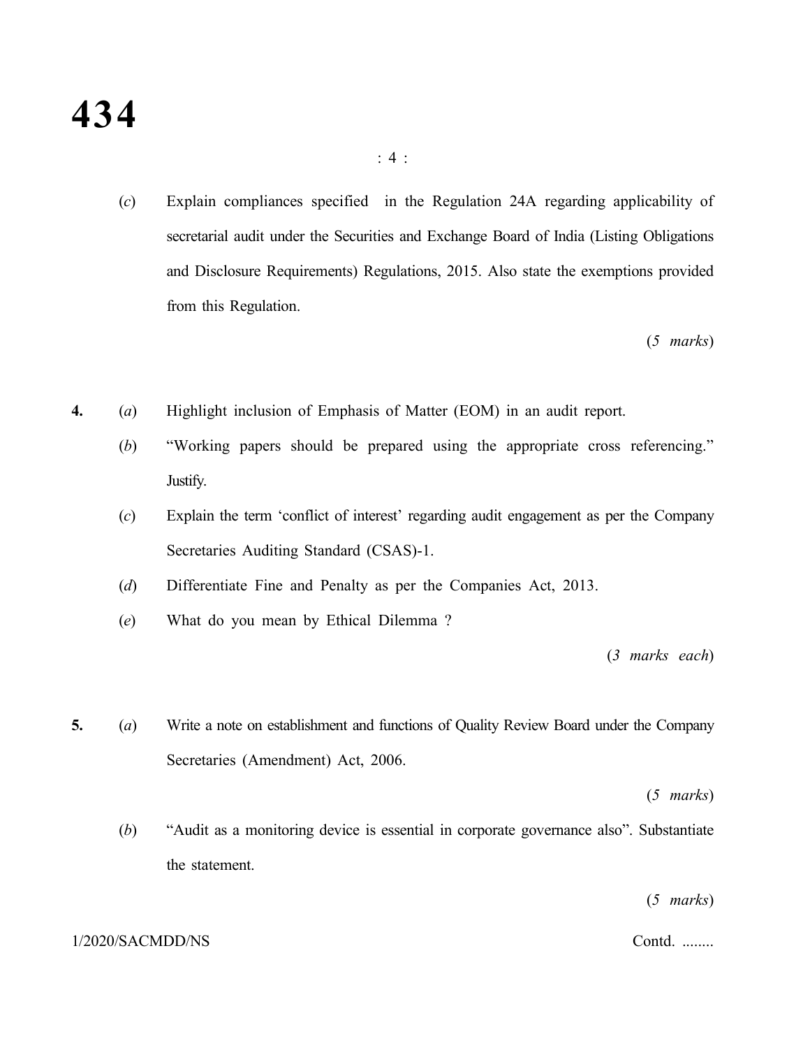(*c*) Explain compliances specified in the Regulation 24A regarding applicability of secretarial audit under the Securities and Exchange Board of India (Listing Obligations and Disclosure Requirements) Regulations, 2015. Also state the exemptions provided from this Regulation.

(*5 marks*)

**4.** (*a*) Highlight inclusion of Emphasis of Matter (EOM) in an audit report.

(*b*) "Working papers should be prepared using the appropriate cross referencing." Justify.

(*c*) Explain the term 'conflict of interest' regarding audit engagement as per the Company Secretaries Auditing Standard (CSAS)-1.

(*d*) Differentiate Fine and Penalty as per the Companies Act, 2013.

(*e*) What do you mean by Ethical Dilemma ?

(*3 marks each*)

**5.** (*a*) Write a note on establishment and functions of Quality Review Board under the Company Secretaries (Amendment) Act, 2006.

(*5 marks*)

(*b*) "Audit as a monitoring device is essential in corporate governance also". Substantiate the statement.

(*5 marks*)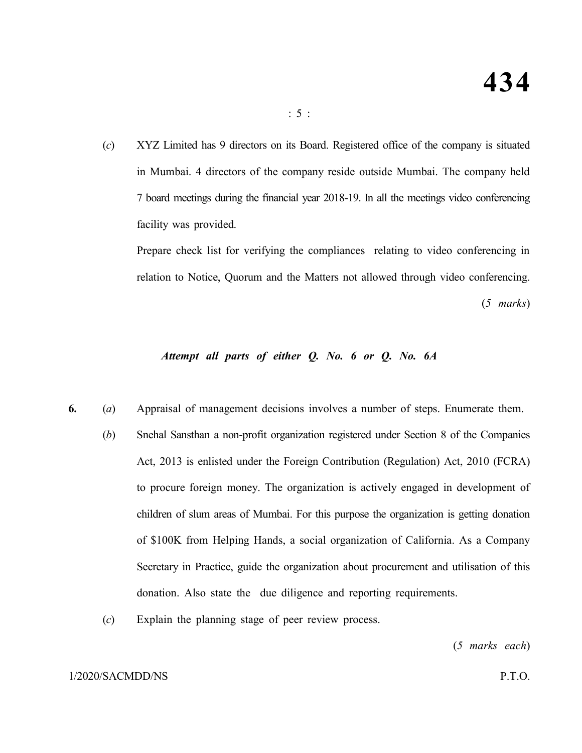(*c*) XYZ Limited has 9 directors on its Board. Registered office of the company is situated in Mumbai. 4 directors of the company reside outside Mumbai. The company held 7 board meetings during the financial year 2018-19. In all the meetings video conferencing facility was provided.

Prepare check list for verifying the compliances relating to video conferencing in relation to Notice, Quorum and the Matters not allowed through video conferencing.

(*5 marks*)

***Attempt all parts of either Q. No. 6 or Q. No. 6A***

**6.** (*a*) Appraisal of management decisions involves a number of steps. Enumerate them.

(*b*) Snehal Sansthan a non-profit organization registered under Section 8 of the Companies Act, 2013 is enlisted under the Foreign Contribution (Regulation) Act, 2010 (FCRA) to procure foreign money. The organization is actively engaged in development of children of slum areas of Mumbai. For this purpose the organization is getting donation of $100K from Helping Hands, a social organization of California. As a Company Secretary in Practice, guide the organization about procurement and utilisation of this donation. Also state the due diligence and reporting requirements.

(*c*) Explain the planning stage of peer review process.

(*5 marks each*)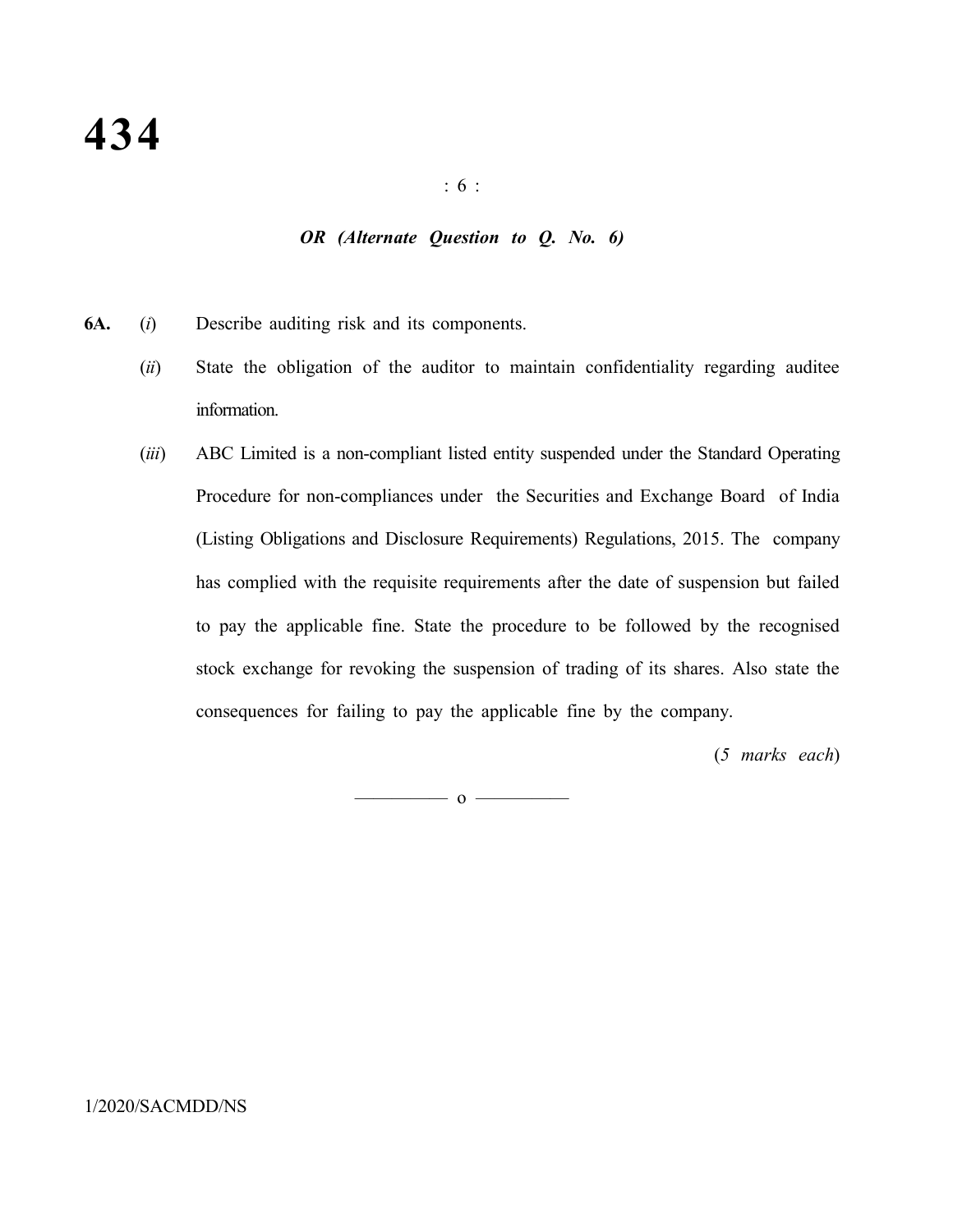***OR (Alternate Question to Q. No. 6)***

**6A.** (*i*) Describe auditing risk and its components.

(*ii*) State the obligation of the auditor to maintain confidentiality regarding auditee information.

(*iii*) ABC Limited is a non-compliant listed entity suspended under the Standard Operating Procedure for non-compliances under the Securities and Exchange Board of India (Listing Obligations and Disclosure Requirements) Regulations, 2015. The company has complied with the requisite requirements after the date of suspension but failed to pay the applicable fine. State the procedure to be followed by the recognised stock exchange for revoking the suspension of trading of its shares. Also state the consequences for failing to pay the applicable fine by the company.

(*5 marks each*)

——— o ———